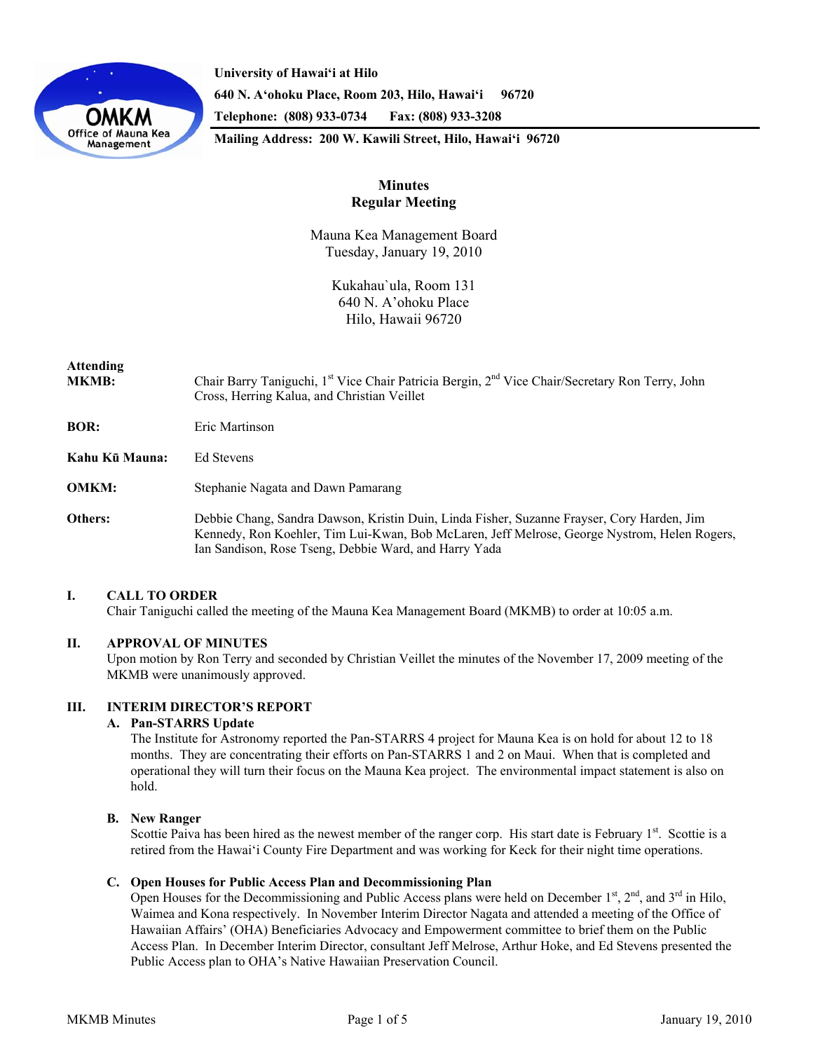University of Hawai'i at Hilo
640 N. A'ohoku Place, Room 203, Hilo, Hawai'i 96720
Telephone: (808) 933-0734 Fax: (808) 933-3208
Mailing Address: 200 W. Kawili Street, Hilo, Hawai'i 96720

# Minutes
# Regular Meeting

Mauna Kea Management Board
Tuesday, January 19, 2010

Kukahau`ula, Room 131
640 N. A'ohoku Place
Hilo, Hawaii 96720

**Attending**

**MKMB:** Chair Barry Taniguchi, 1st Vice Chair Patricia Bergin, 2nd Vice Chair/Secretary Ron Terry, John Cross, Herring Kalua, and Christian Veillet

**BOR:** Eric Martinson

**Kahu Kū Mauna:** Ed Stevens

**OMKM:** Stephanie Nagata and Dawn Pamarang

**Others:** Debbie Chang, Sandra Dawson, Kristin Duin, Linda Fisher, Suzanne Frayser, Cory Harden, Jim Kennedy, Ron Koehler, Tim Lui-Kwan, Bob McLaren, Jeff Melrose, George Nystrom, Helen Rogers, Ian Sandison, Rose Tseng, Debbie Ward, and Harry Yada

## I. CALL TO ORDER

Chair Taniguchi called the meeting of the Mauna Kea Management Board (MKMB) to order at 10:05 a.m.

## II. APPROVAL OF MINUTES

Upon motion by Ron Terry and seconded by Christian Veillet the minutes of the November 17, 2009 meeting of the MKMB were unanimously approved.

## III. INTERIM DIRECTOR'S REPORT

### A. Pan-STARRS Update

The Institute for Astronomy reported the Pan-STARRS 4 project for Mauna Kea is on hold for about 12 to 18 months. They are concentrating their efforts on Pan-STARRS 1 and 2 on Maui. When that is completed and operational they will turn their focus on the Mauna Kea project. The environmental impact statement is also on hold.

### B. New Ranger

Scottie Paiva has been hired as the newest member of the ranger corp. His start date is February 1st. Scottie is a retired from the Hawai'i County Fire Department and was working for Keck for their night time operations.

### C. Open Houses for Public Access Plan and Decommissioning Plan

Open Houses for the Decommissioning and Public Access plans were held on December 1st, 2nd, and 3rd in Hilo, Waimea and Kona respectively. In November Interim Director Nagata and attended a meeting of the Office of Hawaiian Affairs' (OHA) Beneficiaries Advocacy and Empowerment committee to brief them on the Public Access Plan. In December Interim Director, consultant Jeff Melrose, Arthur Hoke, and Ed Stevens presented the Public Access plan to OHA's Native Hawaiian Preservation Council.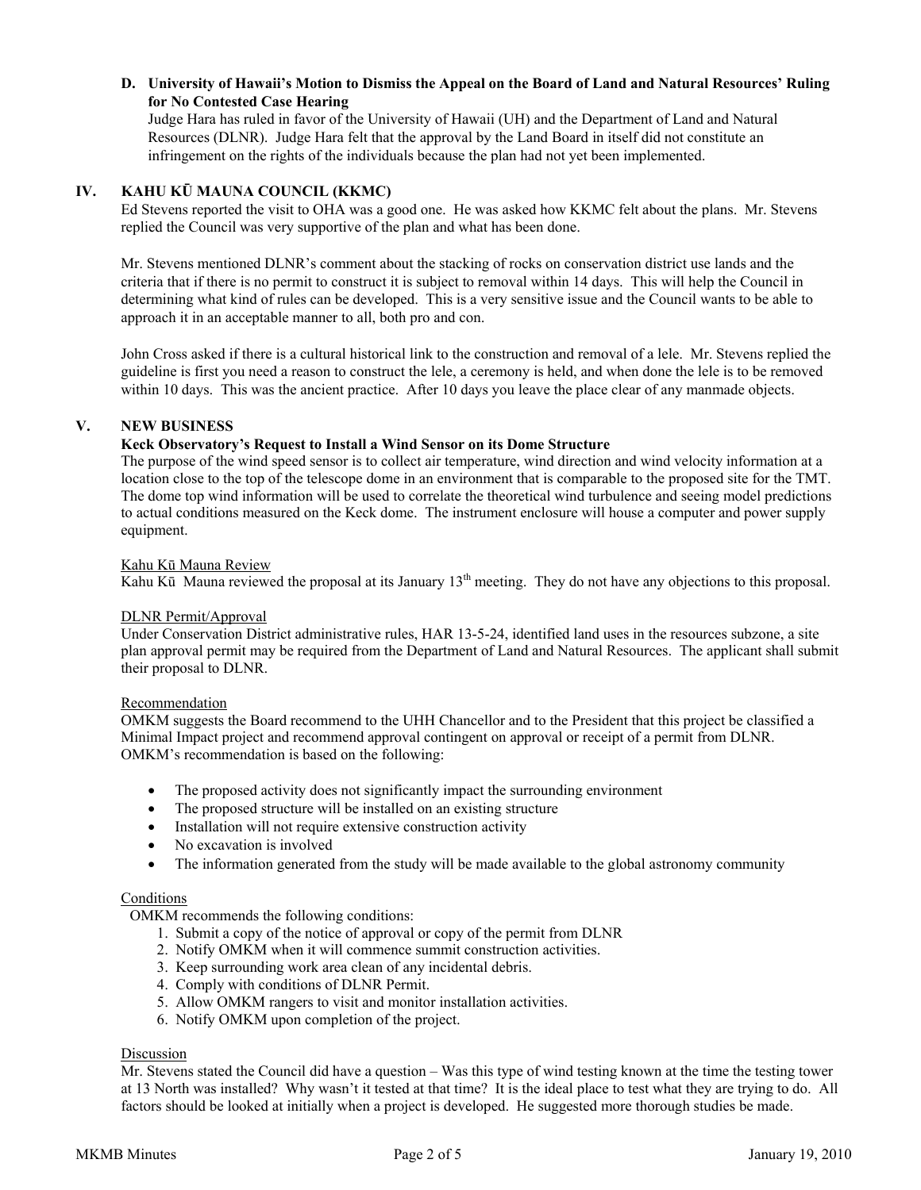**D. University of Hawaii's Motion to Dismiss the Appeal on the Board of Land and Natural Resources' Ruling for No Contested Case Hearing**

Judge Hara has ruled in favor of the University of Hawaii (UH) and the Department of Land and Natural Resources (DLNR). Judge Hara felt that the approval by the Land Board in itself did not constitute an infringement on the rights of the individuals because the plan had not yet been implemented.

## IV. KAHU KŪ MAUNA COUNCIL (KKMC)

Ed Stevens reported the visit to OHA was a good one. He was asked how KKMC felt about the plans. Mr. Stevens replied the Council was very supportive of the plan and what has been done.

Mr. Stevens mentioned DLNR's comment about the stacking of rocks on conservation district use lands and the criteria that if there is no permit to construct it is subject to removal within 14 days. This will help the Council in determining what kind of rules can be developed. This is a very sensitive issue and the Council wants to be able to approach it in an acceptable manner to all, both pro and con.

John Cross asked if there is a cultural historical link to the construction and removal of a lele. Mr. Stevens replied the guideline is first you need a reason to construct the lele, a ceremony is held, and when done the lele is to be removed within 10 days. This was the ancient practice. After 10 days you leave the place clear of any manmade objects.

## V. NEW BUSINESS

**Keck Observatory's Request to Install a Wind Sensor on its Dome Structure**

The purpose of the wind speed sensor is to collect air temperature, wind direction and wind velocity information at a location close to the top of the telescope dome in an environment that is comparable to the proposed site for the TMT. The dome top wind information will be used to correlate the theoretical wind turbulence and seeing model predictions to actual conditions measured on the Keck dome. The instrument enclosure will house a computer and power supply equipment.

Kahu Kū Mauna Review

Kahu Kū Mauna reviewed the proposal at its January 13th meeting. They do not have any objections to this proposal.

DLNR Permit/Approval

Under Conservation District administrative rules, HAR 13-5-24, identified land uses in the resources subzone, a site plan approval permit may be required from the Department of Land and Natural Resources. The applicant shall submit their proposal to DLNR.

Recommendation

OMKM suggests the Board recommend to the UHH Chancellor and to the President that this project be classified a Minimal Impact project and recommend approval contingent on approval or receipt of a permit from DLNR. OMKM's recommendation is based on the following:

- The proposed activity does not significantly impact the surrounding environment
- The proposed structure will be installed on an existing structure
- Installation will not require extensive construction activity
- No excavation is involved
- The information generated from the study will be made available to the global astronomy community

Conditions

OMKM recommends the following conditions:

1. Submit a copy of the notice of approval or copy of the permit from DLNR
2. Notify OMKM when it will commence summit construction activities.
3. Keep surrounding work area clean of any incidental debris.
4. Comply with conditions of DLNR Permit.
5. Allow OMKM rangers to visit and monitor installation activities.
6. Notify OMKM upon completion of the project.

Discussion

Mr. Stevens stated the Council did have a question – Was this type of wind testing known at the time the testing tower at 13 North was installed? Why wasn't it tested at that time? It is the ideal place to test what they are trying to do. All factors should be looked at initially when a project is developed. He suggested more thorough studies be made.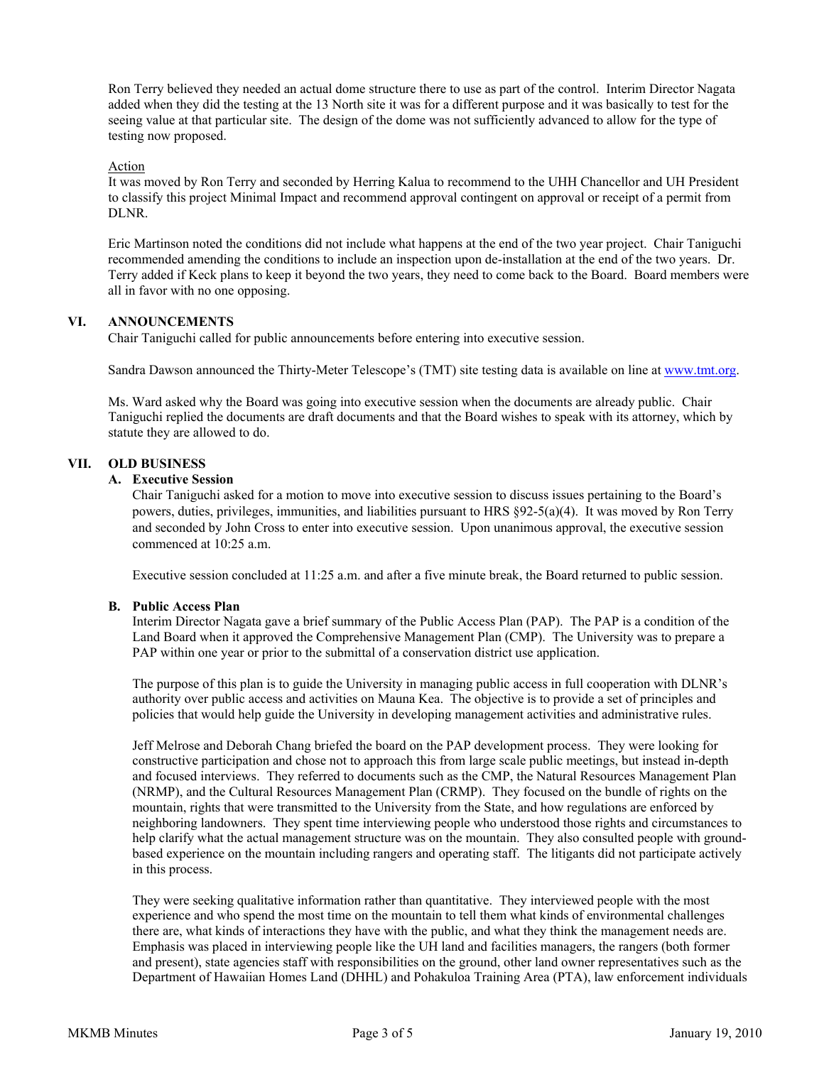Ron Terry believed they needed an actual dome structure there to use as part of the control. Interim Director Nagata added when they did the testing at the 13 North site it was for a different purpose and it was basically to test for the seeing value at that particular site. The design of the dome was not sufficiently advanced to allow for the type of testing now proposed.

Action

It was moved by Ron Terry and seconded by Herring Kalua to recommend to the UHH Chancellor and UH President to classify this project Minimal Impact and recommend approval contingent on approval or receipt of a permit from DLNR.

Eric Martinson noted the conditions did not include what happens at the end of the two year project. Chair Taniguchi recommended amending the conditions to include an inspection upon de-installation at the end of the two years. Dr. Terry added if Keck plans to keep it beyond the two years, they need to come back to the Board. Board members were all in favor with no one opposing.

## VI. ANNOUNCEMENTS

Chair Taniguchi called for public announcements before entering into executive session.

Sandra Dawson announced the Thirty-Meter Telescope's (TMT) site testing data is available on line at www.tmt.org.

Ms. Ward asked why the Board was going into executive session when the documents are already public. Chair Taniguchi replied the documents are draft documents and that the Board wishes to speak with its attorney, which by statute they are allowed to do.

## VII. OLD BUSINESS

### A. Executive Session

Chair Taniguchi asked for a motion to move into executive session to discuss issues pertaining to the Board's powers, duties, privileges, immunities, and liabilities pursuant to HRS §92-5(a)(4). It was moved by Ron Terry and seconded by John Cross to enter into executive session. Upon unanimous approval, the executive session commenced at 10:25 a.m.

Executive session concluded at 11:25 a.m. and after a five minute break, the Board returned to public session.

### B. Public Access Plan

Interim Director Nagata gave a brief summary of the Public Access Plan (PAP). The PAP is a condition of the Land Board when it approved the Comprehensive Management Plan (CMP). The University was to prepare a PAP within one year or prior to the submittal of a conservation district use application.

The purpose of this plan is to guide the University in managing public access in full cooperation with DLNR's authority over public access and activities on Mauna Kea. The objective is to provide a set of principles and policies that would help guide the University in developing management activities and administrative rules.

Jeff Melrose and Deborah Chang briefed the board on the PAP development process. They were looking for constructive participation and chose not to approach this from large scale public meetings, but instead in-depth and focused interviews. They referred to documents such as the CMP, the Natural Resources Management Plan (NRMP), and the Cultural Resources Management Plan (CRMP). They focused on the bundle of rights on the mountain, rights that were transmitted to the University from the State, and how regulations are enforced by neighboring landowners. They spent time interviewing people who understood those rights and circumstances to help clarify what the actual management structure was on the mountain. They also consulted people with ground-based experience on the mountain including rangers and operating staff. The litigants did not participate actively in this process.

They were seeking qualitative information rather than quantitative. They interviewed people with the most experience and who spend the most time on the mountain to tell them what kinds of environmental challenges there are, what kinds of interactions they have with the public, and what they think the management needs are. Emphasis was placed in interviewing people like the UH land and facilities managers, the rangers (both former and present), state agencies staff with responsibilities on the ground, other land owner representatives such as the Department of Hawaiian Homes Land (DHHL) and Pohakuloa Training Area (PTA), law enforcement individuals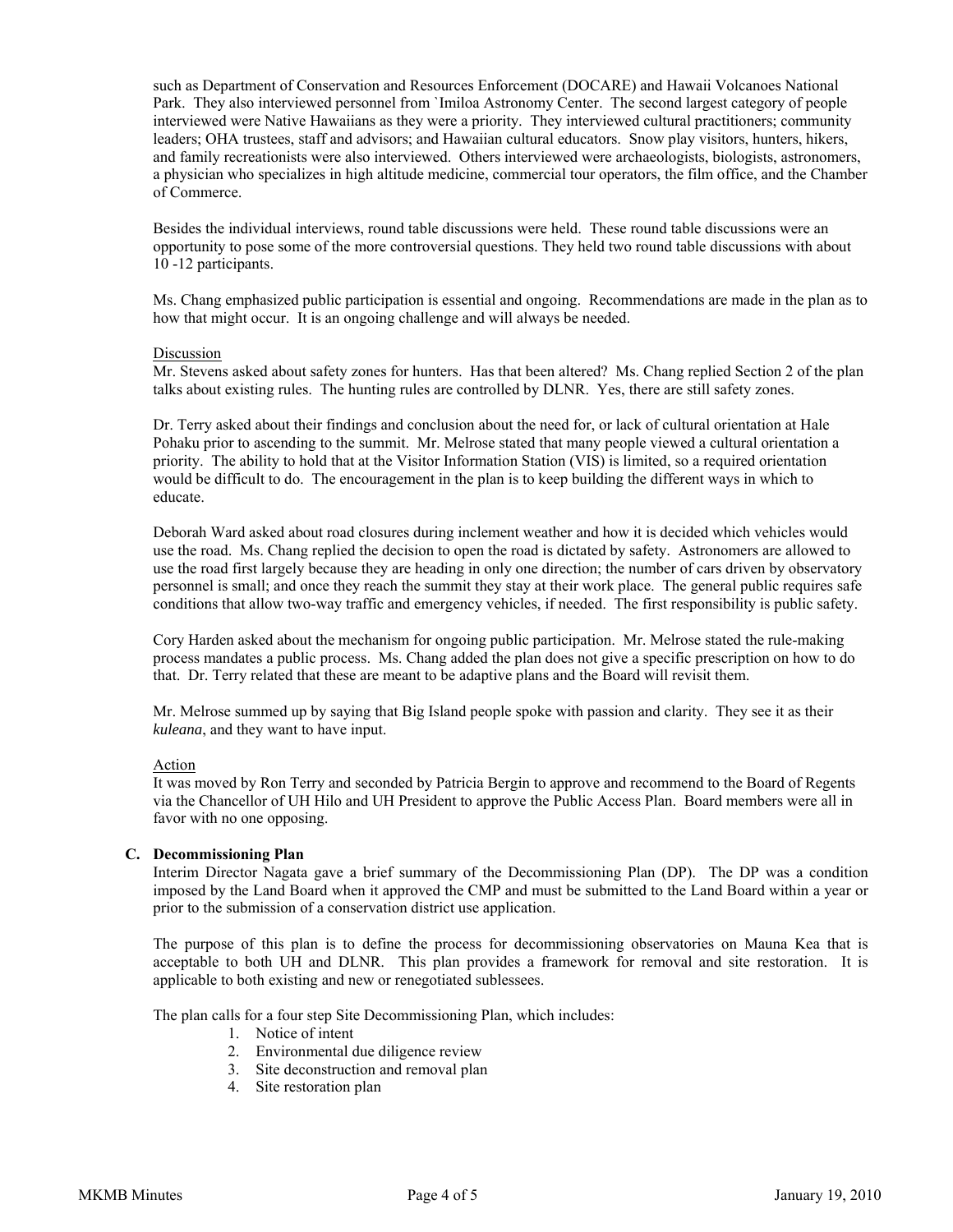such as Department of Conservation and Resources Enforcement (DOCARE) and Hawaii Volcanoes National Park. They also interviewed personnel from `Imiloa Astronomy Center. The second largest category of people interviewed were Native Hawaiians as they were a priority. They interviewed cultural practitioners; community leaders; OHA trustees, staff and advisors; and Hawaiian cultural educators. Snow play visitors, hunters, hikers, and family recreationists were also interviewed. Others interviewed were archaeologists, biologists, astronomers, a physician who specializes in high altitude medicine, commercial tour operators, the film office, and the Chamber of Commerce.

Besides the individual interviews, round table discussions were held. These round table discussions were an opportunity to pose some of the more controversial questions. They held two round table discussions with about 10 -12 participants.

Ms. Chang emphasized public participation is essential and ongoing. Recommendations are made in the plan as to how that might occur. It is an ongoing challenge and will always be needed.

Discussion

Mr. Stevens asked about safety zones for hunters. Has that been altered? Ms. Chang replied Section 2 of the plan talks about existing rules. The hunting rules are controlled by DLNR. Yes, there are still safety zones.

Dr. Terry asked about their findings and conclusion about the need for, or lack of cultural orientation at Hale Pohaku prior to ascending to the summit. Mr. Melrose stated that many people viewed a cultural orientation a priority. The ability to hold that at the Visitor Information Station (VIS) is limited, so a required orientation would be difficult to do. The encouragement in the plan is to keep building the different ways in which to educate.

Deborah Ward asked about road closures during inclement weather and how it is decided which vehicles would use the road. Ms. Chang replied the decision to open the road is dictated by safety. Astronomers are allowed to use the road first largely because they are heading in only one direction; the number of cars driven by observatory personnel is small; and once they reach the summit they stay at their work place. The general public requires safe conditions that allow two-way traffic and emergency vehicles, if needed. The first responsibility is public safety.

Cory Harden asked about the mechanism for ongoing public participation. Mr. Melrose stated the rule-making process mandates a public process. Ms. Chang added the plan does not give a specific prescription on how to do that. Dr. Terry related that these are meant to be adaptive plans and the Board will revisit them.

Mr. Melrose summed up by saying that Big Island people spoke with passion and clarity. They see it as their *kuleana*, and they want to have input.

Action

It was moved by Ron Terry and seconded by Patricia Bergin to approve and recommend to the Board of Regents via the Chancellor of UH Hilo and UH President to approve the Public Access Plan. Board members were all in favor with no one opposing.

**C. Decommissioning Plan**

Interim Director Nagata gave a brief summary of the Decommissioning Plan (DP). The DP was a condition imposed by the Land Board when it approved the CMP and must be submitted to the Land Board within a year or prior to the submission of a conservation district use application.

The purpose of this plan is to define the process for decommissioning observatories on Mauna Kea that is acceptable to both UH and DLNR. This plan provides a framework for removal and site restoration. It is applicable to both existing and new or renegotiated sublessees.

The plan calls for a four step Site Decommissioning Plan, which includes:

1. Notice of intent
2. Environmental due diligence review
3. Site deconstruction and removal plan
4. Site restoration plan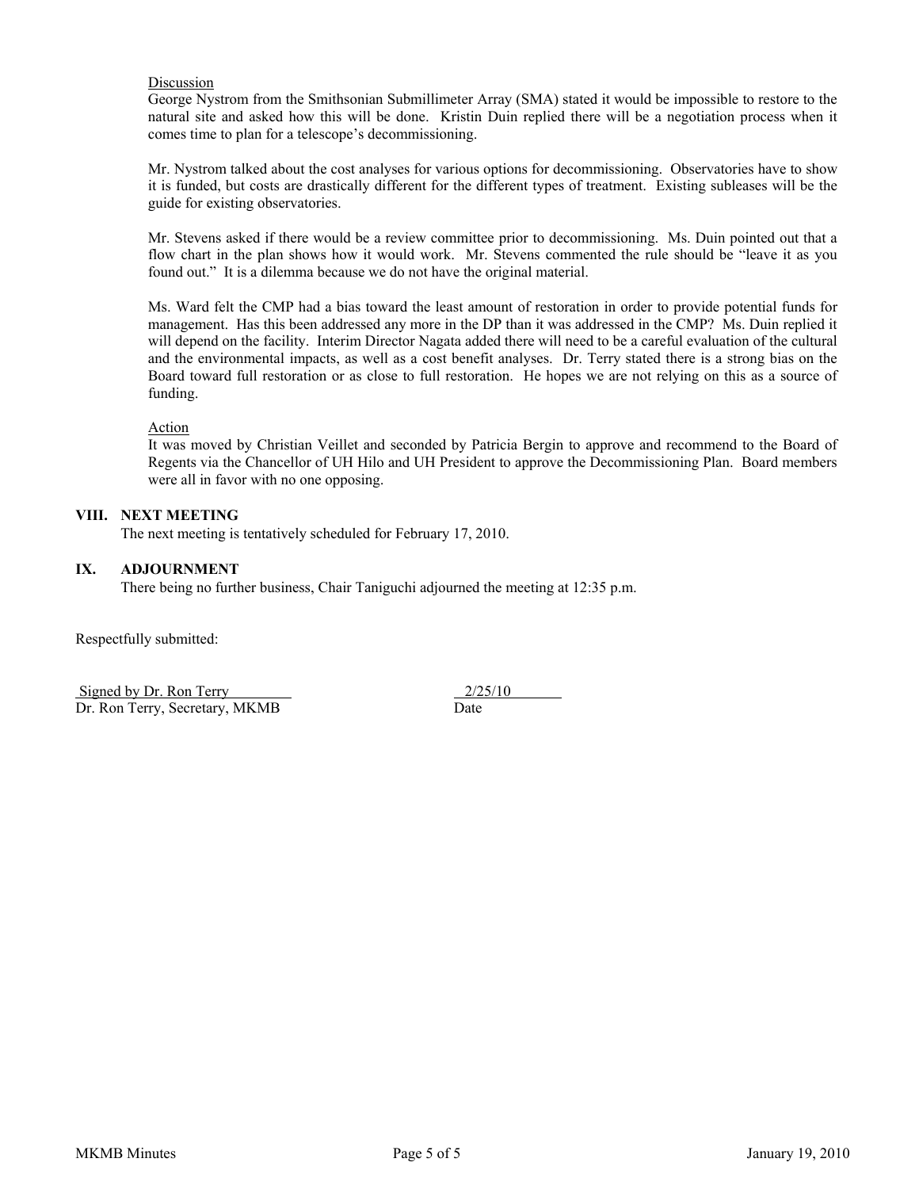Discussion

George Nystrom from the Smithsonian Submillimeter Array (SMA) stated it would be impossible to restore to the natural site and asked how this will be done. Kristin Duin replied there will be a negotiation process when it comes time to plan for a telescope's decommissioning.

Mr. Nystrom talked about the cost analyses for various options for decommissioning. Observatories have to show it is funded, but costs are drastically different for the different types of treatment. Existing subleases will be the guide for existing observatories.

Mr. Stevens asked if there would be a review committee prior to decommissioning. Ms. Duin pointed out that a flow chart in the plan shows how it would work. Mr. Stevens commented the rule should be "leave it as you found out." It is a dilemma because we do not have the original material.

Ms. Ward felt the CMP had a bias toward the least amount of restoration in order to provide potential funds for management. Has this been addressed any more in the DP than it was addressed in the CMP? Ms. Duin replied it will depend on the facility. Interim Director Nagata added there will need to be a careful evaluation of the cultural and the environmental impacts, as well as a cost benefit analyses. Dr. Terry stated there is a strong bias on the Board toward full restoration or as close to full restoration. He hopes we are not relying on this as a source of funding.

Action

It was moved by Christian Veillet and seconded by Patricia Bergin to approve and recommend to the Board of Regents via the Chancellor of UH Hilo and UH President to approve the Decommissioning Plan. Board members were all in favor with no one opposing.

## VIII. NEXT MEETING

The next meeting is tentatively scheduled for February 17, 2010.

## IX. ADJOURNMENT

There being no further business, Chair Taniguchi adjourned the meeting at 12:35 p.m.

Respectfully submitted:

Signed by Dr. Ron Terry — 2/25/10

Dr. Ron Terry, Secretary, MKMB — Date